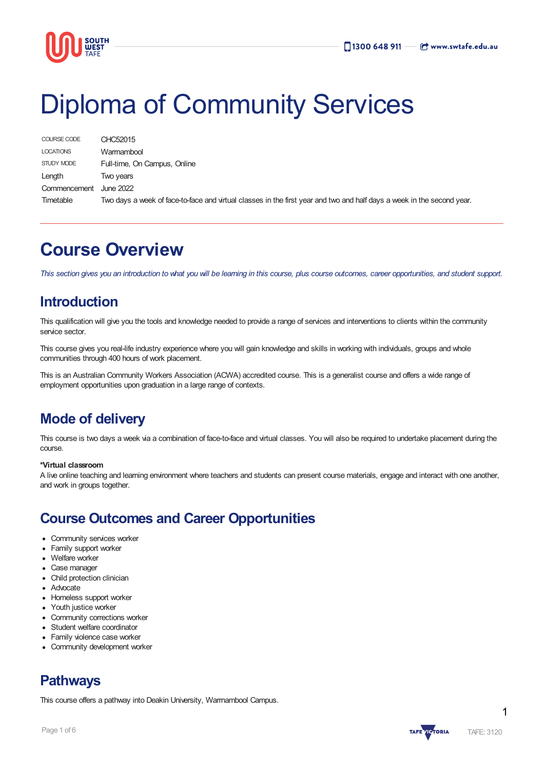# Diploma of Community Services

| | |
|---|---|
| COURSE CODE | CHC52015 |
| LOCATIONS | Warrnambool |
| STUDY MODE | Full-time, On Campus, Online |
| Length | Two years |
| Commencement | June 2022 |
| Timetable | Two days a week of face-to-face and virtual classes in the first year and two and half days a week in the second year. |

## Course Overview

*This section gives you an introduction to what you will be learning in this course, plus course outcomes, career opportunities, and student support.*

### Introduction

This qualification will give you the tools and knowledge needed to provide a range of services and interventions to clients within the community service sector.

This course gives you real-life industry experience where you will gain knowledge and skills in working with individuals, groups and whole communities through 400 hours of work placement.

This is an Australian Community Workers Association (ACWA) accredited course. This is a generalist course and offers a wide range of employment opportunities upon graduation in a large range of contexts.

### Mode of delivery

This course is two days a week via a combination of face-to-face and virtual classes. You will also be required to undertake placement during the course.

**\*Virtual classroom**
A live online teaching and learning environment where teachers and students can present course materials, engage and interact with one another, and work in groups together.

### Course Outcomes and Career Opportunities

- Community services worker
- Family support worker
- Welfare worker
- Case manager
- Child protection clinician
- Advocate
- Homeless support worker
- Youth justice worker
- Community corrections worker
- Student welfare coordinator
- Family violence case worker
- Community development worker

### Pathways

This course offers a pathway into Deakin University, Warrnambool Campus.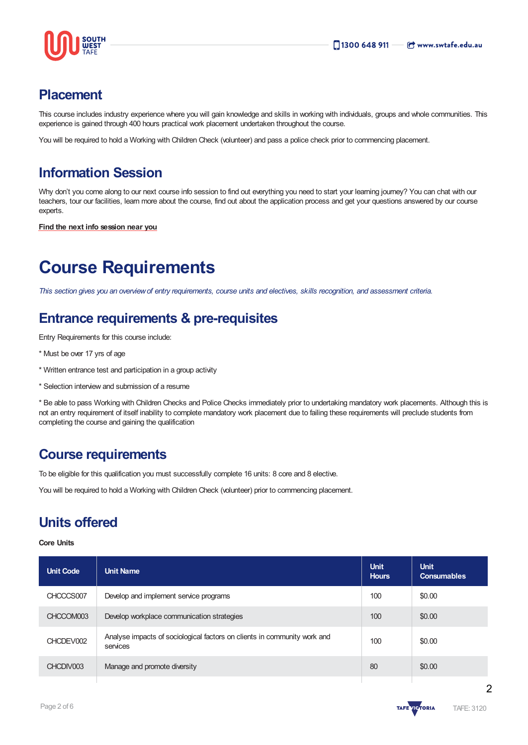## Placement

This course includes industry experience where you will gain knowledge and skills in working with individuals, groups and whole communities. This experience is gained through 400 hours practical work placement undertaken throughout the course.

You will be required to hold a Working with Children Check (volunteer) and pass a police check prior to commencing placement.

## Information Session

Why don't you come along to our next course info session to find out everything you need to start your learning journey? You can chat with our teachers, tour our facilities, learn more about the course, find out about the application process and get your questions answered by our course experts.

**Find the next info session near you**

# Course Requirements

*This section gives you an overview of entry requirements, course units and electives, skills recognition, and assessment criteria.*

## Entrance requirements & pre-requisites

Entry Requirements for this course include:

* Must be over 17 yrs of age

* Written entrance test and participation in a group activity

* Selection interview and submission of a resume

* Be able to pass Working with Children Checks and Police Checks immediately prior to undertaking mandatory work placements. Although this is not an entry requirement of itself inability to complete mandatory work placement due to failing these requirements will preclude students from completing the course and gaining the qualification

## Course requirements

To be eligible for this qualification you must successfully complete 16 units: 8 core and 8 elective.

You will be required to hold a Working with Children Check (volunteer) prior to commencing placement.

## Units offered

**Core Units**

| Unit Code | Unit Name | Unit Hours | Unit Consumables |
|---|---|---|---|
| CHCCCS007 | Develop and implement service programs | 100 | $0.00 |
| CHCCOM003 | Develop workplace communication strategies | 100 | $0.00 |
| CHCDEV002 | Analyse impacts of sociological factors on clients in community work and services | 100 | $0.00 |
| CHCDIV003 | Manage and promote diversity | 80 | $0.00 |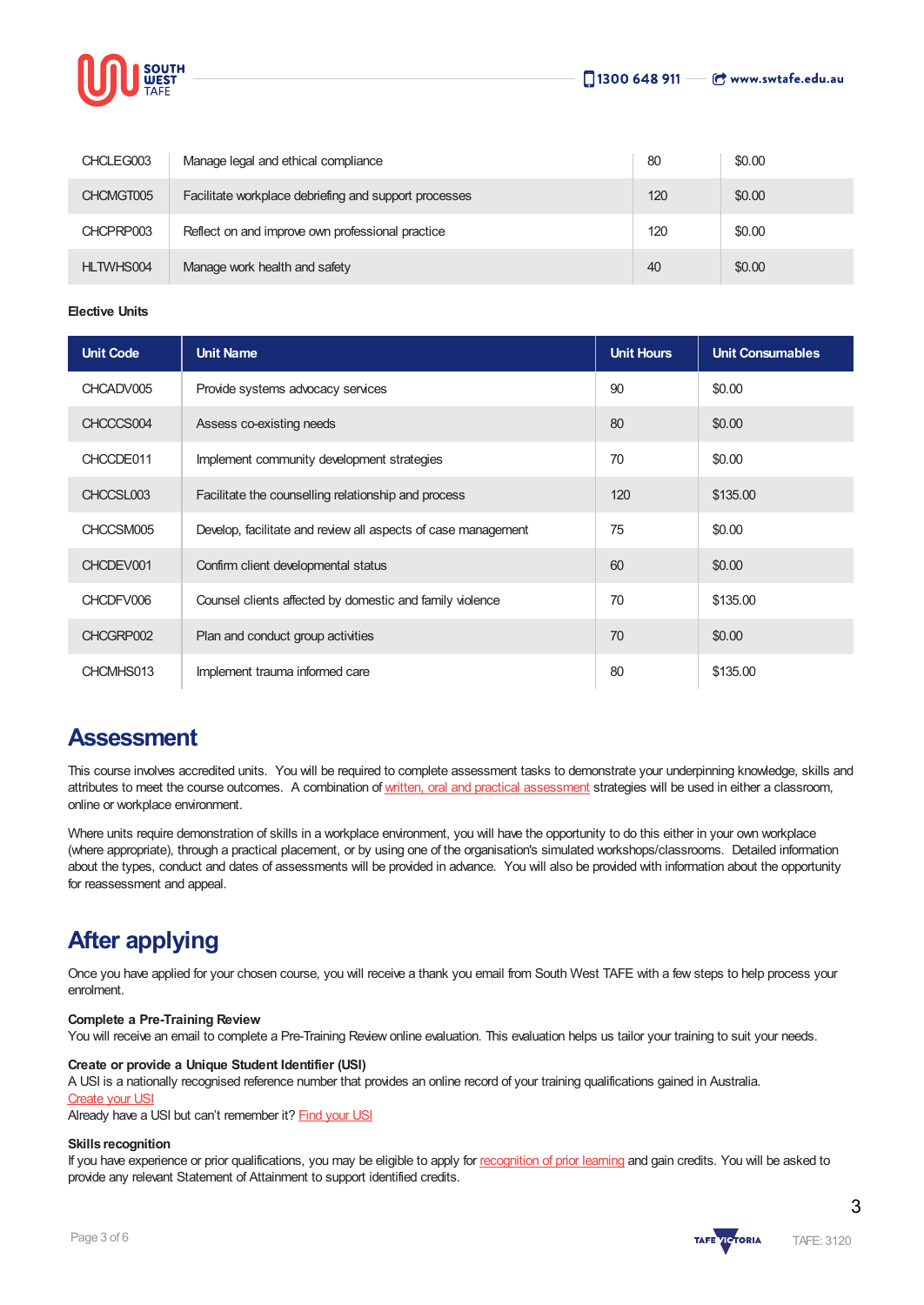| CHCLEG003 | Manage legal and ethical compliance | 80 | $0.00 |
|---|---|---|---|
| CHCMGT005 | Facilitate workplace debriefing and support processes | 120 | $0.00 |
| CHCPRP003 | Reflect on and improve own professional practice | 120 | $0.00 |
| HLTWHS004 | Manage work health and safety | 40 | $0.00 |

**Elective Units**

| Unit Code | Unit Name | Unit Hours | Unit Consumables |
|---|---|---|---|
| CHCADV005 | Provide systems advocacy services | 90 | $0.00 |
| CHCCCS004 | Assess co-existing needs | 80 | $0.00 |
| CHCCDE011 | Implement community development strategies | 70 | $0.00 |
| CHCCSL003 | Facilitate the counselling relationship and process | 120 | $135.00 |
| CHCCSM005 | Develop, facilitate and review all aspects of case management | 75 | $0.00 |
| CHCDEV001 | Confirm client developmental status | 60 | $0.00 |
| CHCDFV006 | Counsel clients affected by domestic and family violence | 70 | $135.00 |
| CHCGRP002 | Plan and conduct group activities | 70 | $0.00 |
| CHCMHS013 | Implement trauma informed care | 80 | $135.00 |

## Assessment

This course involves accredited units. You will be required to complete assessment tasks to demonstrate your underpinning knowledge, skills and attributes to meet the course outcomes. A combination of written, oral and practical assessment strategies will be used in either a classroom, online or workplace environment.

Where units require demonstration of skills in a workplace environment, you will have the opportunity to do this either in your own workplace (where appropriate), through a practical placement, or by using one of the organisation's simulated workshops/classrooms. Detailed information about the types, conduct and dates of assessments will be provided in advance. You will also be provided with information about the opportunity for reassessment and appeal.

## After applying

Once you have applied for your chosen course, you will receive a thank you email from South West TAFE with a few steps to help process your enrolment.

**Complete a Pre-Training Review**
You will receive an email to complete a Pre-Training Review online evaluation. This evaluation helps us tailor your training to suit your needs.

**Create or provide a Unique Student Identifier (USI)**
A USI is a nationally recognised reference number that provides an online record of your training qualifications gained in Australia.
Create your USI
Already have a USI but can't remember it? Find your USI

**Skills recognition**
If you have experience or prior qualifications, you may be eligible to apply for recognition of prior learning and gain credits. You will be asked to provide any relevant Statement of Attainment to support identified credits.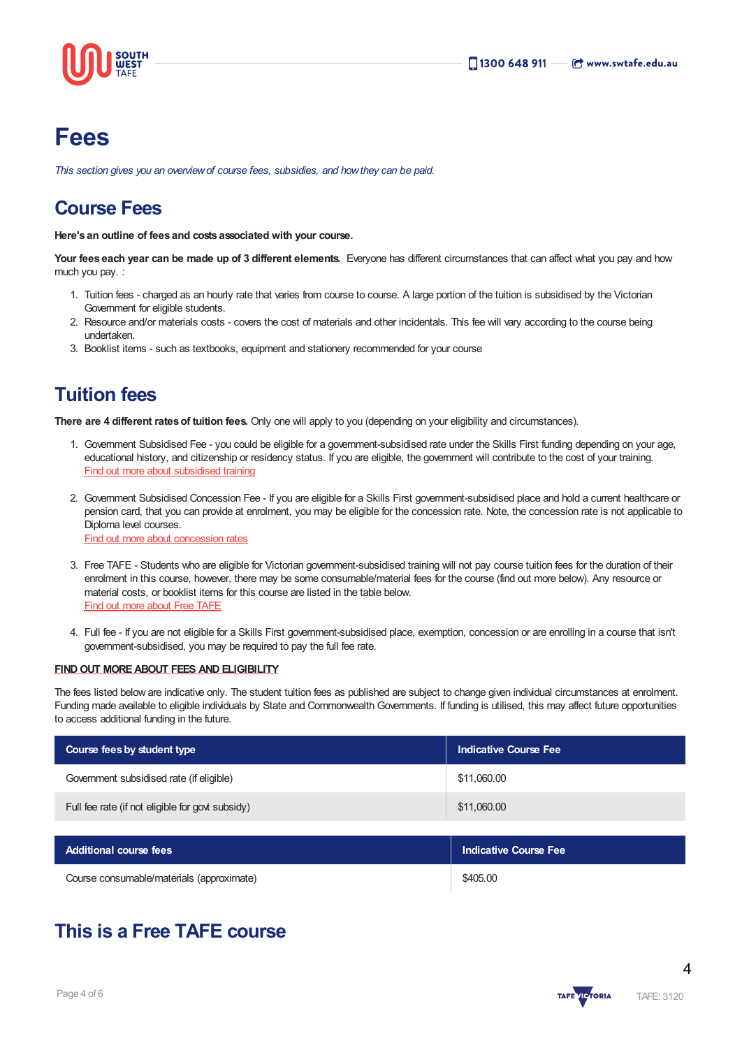# Fees

*This section gives you an overview of course fees, subsidies, and how they can be paid.*

## Course Fees

**Here's an outline of fees and costs associated with your course.**

**Your fees each year can be made up of 3 different elements.** Everyone has different circumstances that can affect what you pay and how much you pay. :

1. Tuition fees - charged as an hourly rate that varies from course to course. A large portion of the tuition is subsidised by the Victorian Government for eligible students.
2. Resource and/or materials costs - covers the cost of materials and other incidentals. This fee will vary according to the course being undertaken.
3. Booklist items - such as textbooks, equipment and stationery recommended for your course

## Tuition fees

**There are 4 different rates of tuition fees.** Only one will apply to you (depending on your eligibility and circumstances).

1. Government Subsidised Fee - you could be eligible for a government-subsidised rate under the Skills First funding depending on your age, educational history, and citizenship or residency status. If you are eligible, the government will contribute to the cost of your training.
   Find out more about subsidised training

2. Government Subsidised Concession Fee - If you are eligible for a Skills First government-subsidised place and hold a current healthcare or pension card, that you can provide at enrolment, you may be eligible for the concession rate. Note, the concession rate is not applicable to Diploma level courses.
   Find out more about concession rates

3. Free TAFE - Students who are eligible for Victorian government-subsidised training will not pay course tuition fees for the duration of their enrolment in this course, however, there may be some consumable/material fees for the course (find out more below). Any resource or material costs, or booklist items for this course are listed in the table below.
   Find out more about Free TAFE

4. Full fee - If you are not eligible for a Skills First government-subsidised place, exemption, concession or are enrolling in a course that isn't government-subsidised, you may be required to pay the full fee rate.

**FIND OUT MORE ABOUT FEES AND ELIGIBILITY**

The fees listed below are indicative only. The student tuition fees as published are subject to change given individual circumstances at enrolment. Funding made available to eligible individuals by State and Commonwealth Governments. If funding is utilised, this may affect future opportunities to access additional funding in the future.

| Course fees by student type | Indicative Course Fee |
|---|---|
| Government subsidised rate (if eligible) | $11,060.00 |
| Full fee rate (if not eligible for govt subsidy) | $11,060.00 |

| Additional course fees | Indicative Course Fee |
|---|---|
| Course consumable/materials (approximate) | $405.00 |

## This is a Free TAFE course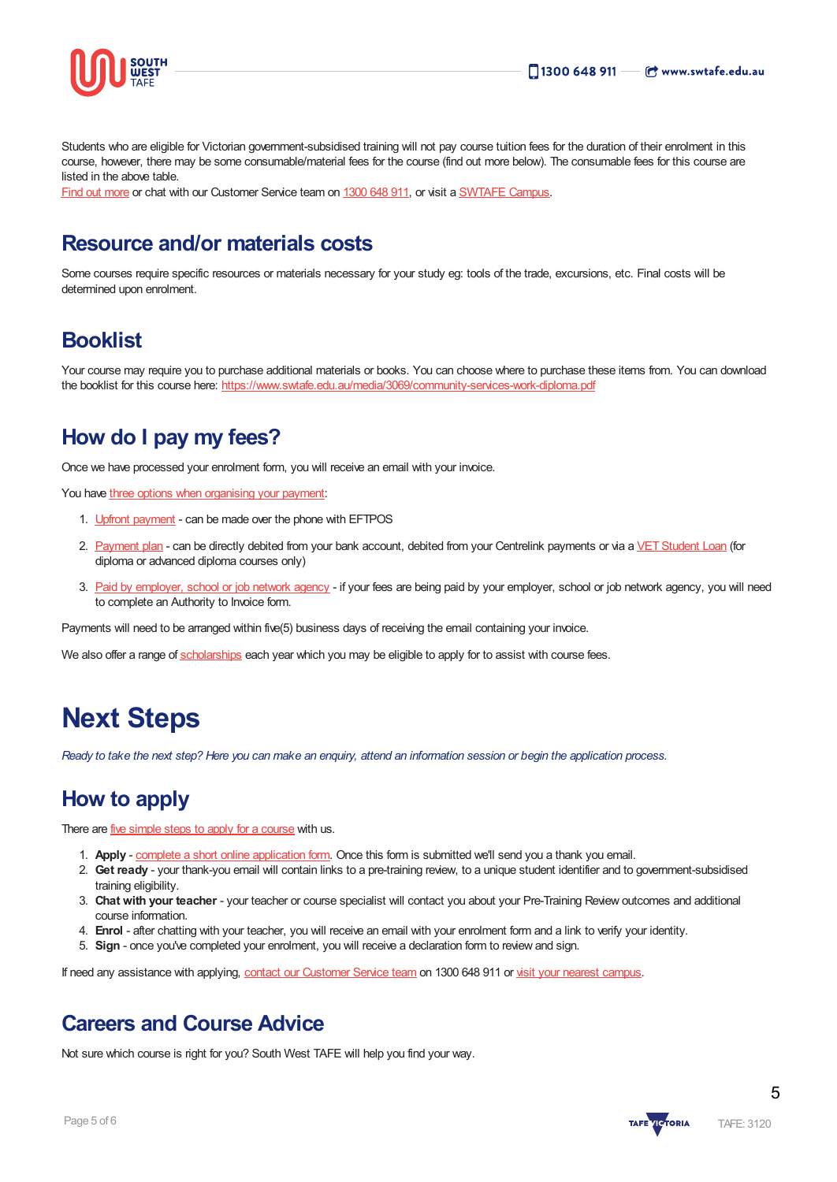Students who are eligible for Victorian government-subsidised training will not pay course tuition fees for the duration of their enrolment in this course, however, there may be some consumable/material fees for the course (find out more below). The consumable fees for this course are listed in the above table.
Find out more or chat with our Customer Service team on 1300 648 911, or visit a SWTAFE Campus.

## Resource and/or materials costs

Some courses require specific resources or materials necessary for your study eg: tools of the trade, excursions, etc. Final costs will be determined upon enrolment.

## Booklist

Your course may require you to purchase additional materials or books. You can choose where to purchase these items from. You can download the booklist for this course here: https://www.swtafe.edu.au/media/3069/community-services-work-diploma.pdf

## How do I pay my fees?

Once we have processed your enrolment form, you will receive an email with your invoice.

You have three options when organising your payment:

1. Upfront payment - can be made over the phone with EFTPOS
2. Payment plan - can be directly debited from your bank account, debited from your Centrelink payments or via a VET Student Loan (for diploma or advanced diploma courses only)
3. Paid by employer, school or job network agency - if your fees are being paid by your employer, school or job network agency, you will need to complete an Authority to Invoice form.

Payments will need to be arranged within five(5) business days of receiving the email containing your invoice.

We also offer a range of scholarships each year which you may be eligible to apply for to assist with course fees.

# Next Steps

*Ready to take the next step? Here you can make an enquiry, attend an information session or begin the application process.*

## How to apply

There are five simple steps to apply for a course with us.

1. **Apply** - complete a short online application form. Once this form is submitted we'll send you a thank you email.
2. **Get ready** - your thank-you email will contain links to a pre-training review, to a unique student identifier and to government-subsidised training eligibility.
3. **Chat with your teacher** - your teacher or course specialist will contact you about your Pre-Training Review outcomes and additional course information.
4. **Enrol** - after chatting with your teacher, you will receive an email with your enrolment form and a link to verify your identity.
5. **Sign** - once you've completed your enrolment, you will receive a declaration form to review and sign.

If need any assistance with applying, contact our Customer Service team on 1300 648 911 or visit your nearest campus.

## Careers and Course Advice

Not sure which course is right for you? South West TAFE will help you find your way.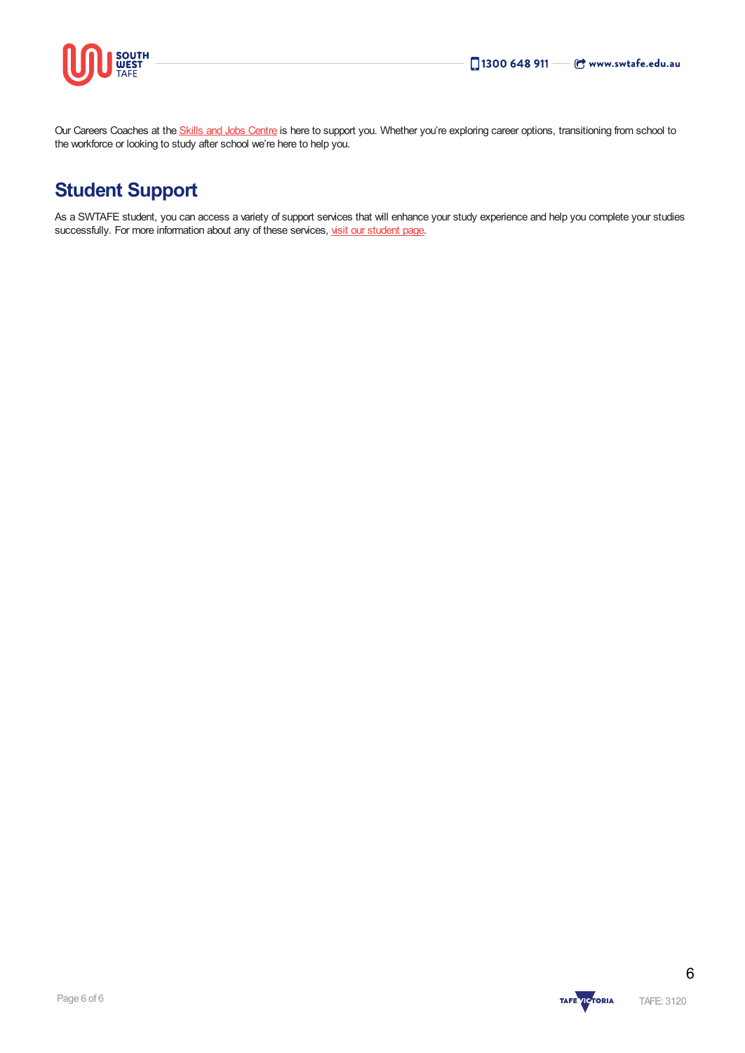Our Careers Coaches at the Skills and Jobs Centre is here to support you. Whether you're exploring career options, transitioning from school to the workforce or looking to study after school we're here to help you.

## Student Support

As a SWTAFE student, you can access a variety of support services that will enhance your study experience and help you complete your studies successfully. For more information about any of these services, visit our student page.